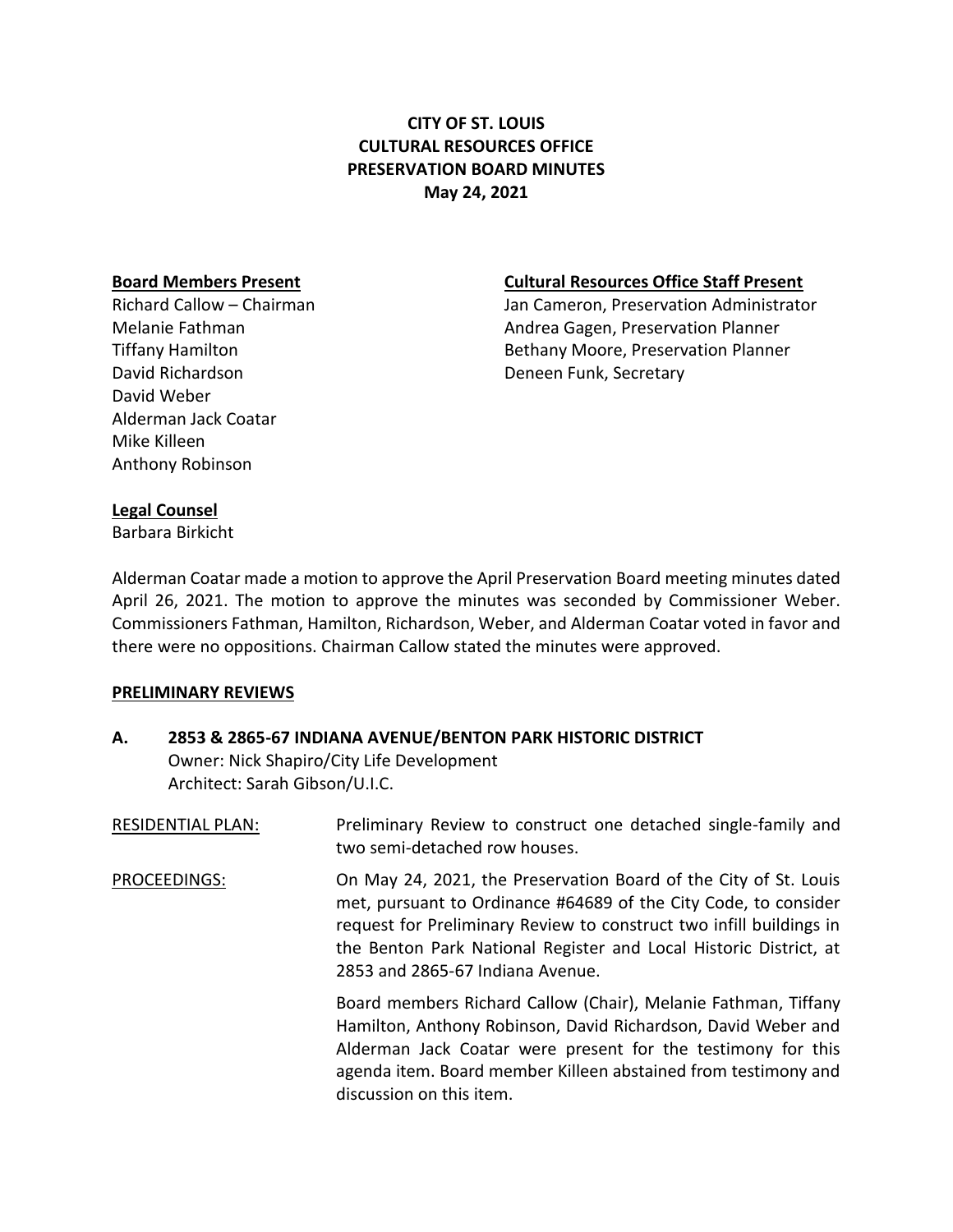**CITY OF ST. LOUIS**
**CULTURAL RESOURCES OFFICE**
**PRESERVATION BOARD MINUTES**
**May 24, 2021**

**Board Members Present**
Richard Callow – Chairman
Melanie Fathman
Tiffany Hamilton
David Richardson
David Weber
Alderman Jack Coatar
Mike Killeen
Anthony Robinson

**Cultural Resources Office Staff Present**
Jan Cameron, Preservation Administrator
Andrea Gagen, Preservation Planner
Bethany Moore, Preservation Planner
Deneen Funk, Secretary

**Legal Counsel**
Barbara Birkicht

Alderman Coatar made a motion to approve the April Preservation Board meeting minutes dated April 26, 2021. The motion to approve the minutes was seconded by Commissioner Weber. Commissioners Fathman, Hamilton, Richardson, Weber, and Alderman Coatar voted in favor and there were no oppositions. Chairman Callow stated the minutes were approved.

**PRELIMINARY REVIEWS**

**A. 2853 & 2865-67 INDIANA AVENUE/BENTON PARK HISTORIC DISTRICT**
Owner: Nick Shapiro/City Life Development
Architect: Sarah Gibson/U.I.C.

RESIDENTIAL PLAN: Preliminary Review to construct one detached single-family and two semi-detached row houses.

PROCEEDINGS: On May 24, 2021, the Preservation Board of the City of St. Louis met, pursuant to Ordinance #64689 of the City Code, to consider request for Preliminary Review to construct two infill buildings in the Benton Park National Register and Local Historic District, at 2853 and 2865-67 Indiana Avenue.

Board members Richard Callow (Chair), Melanie Fathman, Tiffany Hamilton, Anthony Robinson, David Richardson, David Weber and Alderman Jack Coatar were present for the testimony for this agenda item. Board member Killeen abstained from testimony and discussion on this item.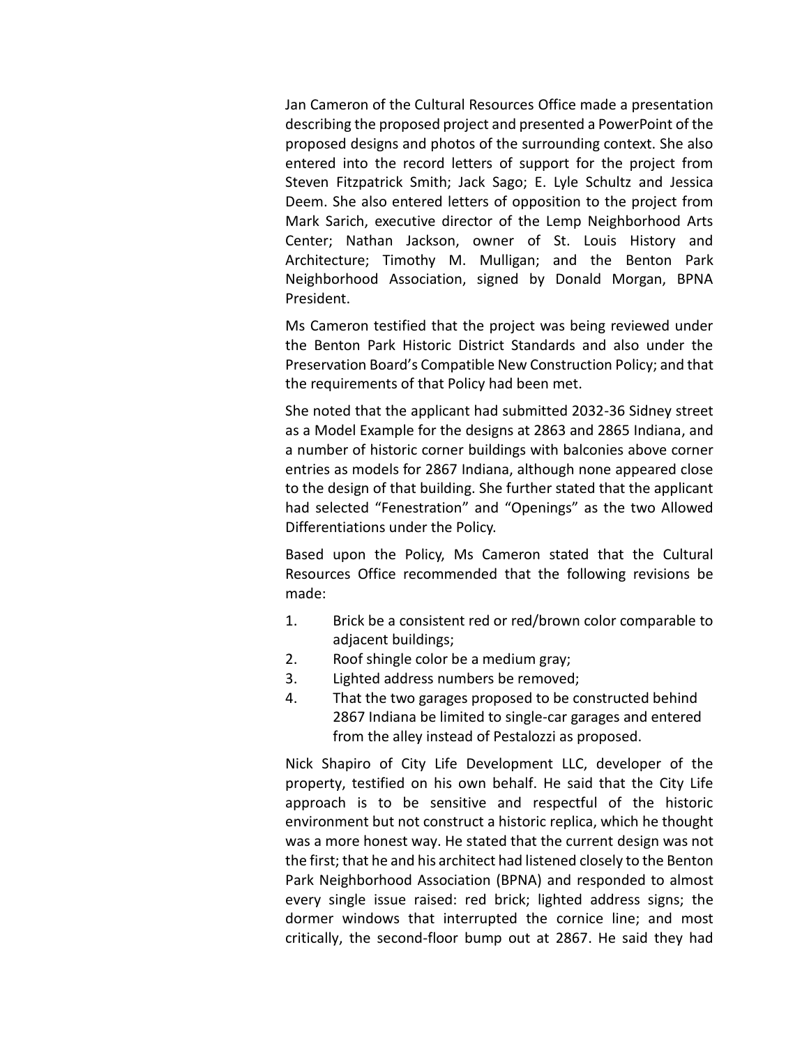Jan Cameron of the Cultural Resources Office made a presentation describing the proposed project and presented a PowerPoint of the proposed designs and photos of the surrounding context. She also entered into the record letters of support for the project from Steven Fitzpatrick Smith; Jack Sago; E. Lyle Schultz and Jessica Deem. She also entered letters of opposition to the project from Mark Sarich, executive director of the Lemp Neighborhood Arts Center; Nathan Jackson, owner of St. Louis History and Architecture; Timothy M. Mulligan; and the Benton Park Neighborhood Association, signed by Donald Morgan, BPNA President.

Ms Cameron testified that the project was being reviewed under the Benton Park Historic District Standards and also under the Preservation Board's Compatible New Construction Policy; and that the requirements of that Policy had been met.

She noted that the applicant had submitted 2032-36 Sidney street as a Model Example for the designs at 2863 and 2865 Indiana, and a number of historic corner buildings with balconies above corner entries as models for 2867 Indiana, although none appeared close to the design of that building. She further stated that the applicant had selected "Fenestration" and "Openings" as the two Allowed Differentiations under the Policy.

Based upon the Policy, Ms Cameron stated that the Cultural Resources Office recommended that the following revisions be made:

1. Brick be a consistent red or red/brown color comparable to adjacent buildings;
2. Roof shingle color be a medium gray;
3. Lighted address numbers be removed;
4. That the two garages proposed to be constructed behind 2867 Indiana be limited to single-car garages and entered from the alley instead of Pestalozzi as proposed.

Nick Shapiro of City Life Development LLC, developer of the property, testified on his own behalf. He said that the City Life approach is to be sensitive and respectful of the historic environment but not construct a historic replica, which he thought was a more honest way. He stated that the current design was not the first; that he and his architect had listened closely to the Benton Park Neighborhood Association (BPNA) and responded to almost every single issue raised: red brick; lighted address signs; the dormer windows that interrupted the cornice line; and most critically, the second-floor bump out at 2867. He said they had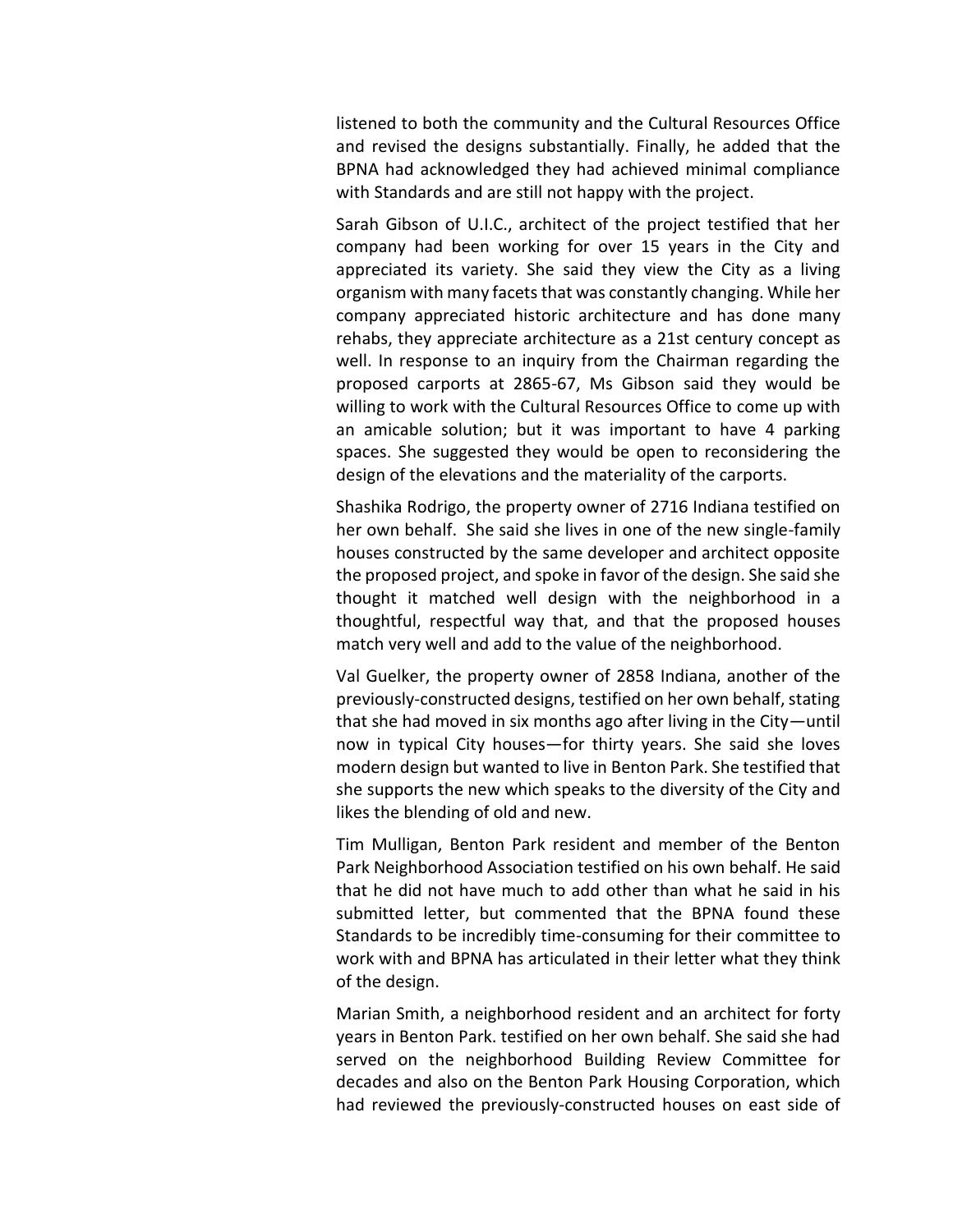listened to both the community and the Cultural Resources Office and revised the designs substantially. Finally, he added that the BPNA had acknowledged they had achieved minimal compliance with Standards and are still not happy with the project.

Sarah Gibson of U.I.C., architect of the project testified that her company had been working for over 15 years in the City and appreciated its variety. She said they view the City as a living organism with many facets that was constantly changing. While her company appreciated historic architecture and has done many rehabs, they appreciate architecture as a 21st century concept as well. In response to an inquiry from the Chairman regarding the proposed carports at 2865-67, Ms Gibson said they would be willing to work with the Cultural Resources Office to come up with an amicable solution; but it was important to have 4 parking spaces. She suggested they would be open to reconsidering the design of the elevations and the materiality of the carports.

Shashika Rodrigo, the property owner of 2716 Indiana testified on her own behalf. She said she lives in one of the new single-family houses constructed by the same developer and architect opposite the proposed project, and spoke in favor of the design. She said she thought it matched well design with the neighborhood in a thoughtful, respectful way that, and that the proposed houses match very well and add to the value of the neighborhood.

Val Guelker, the property owner of 2858 Indiana, another of the previously-constructed designs, testified on her own behalf, stating that she had moved in six months ago after living in the City—until now in typical City houses—for thirty years. She said she loves modern design but wanted to live in Benton Park. She testified that she supports the new which speaks to the diversity of the City and likes the blending of old and new.

Tim Mulligan, Benton Park resident and member of the Benton Park Neighborhood Association testified on his own behalf. He said that he did not have much to add other than what he said in his submitted letter, but commented that the BPNA found these Standards to be incredibly time-consuming for their committee to work with and BPNA has articulated in their letter what they think of the design.

Marian Smith, a neighborhood resident and an architect for forty years in Benton Park. testified on her own behalf. She said she had served on the neighborhood Building Review Committee for decades and also on the Benton Park Housing Corporation, which had reviewed the previously-constructed houses on east side of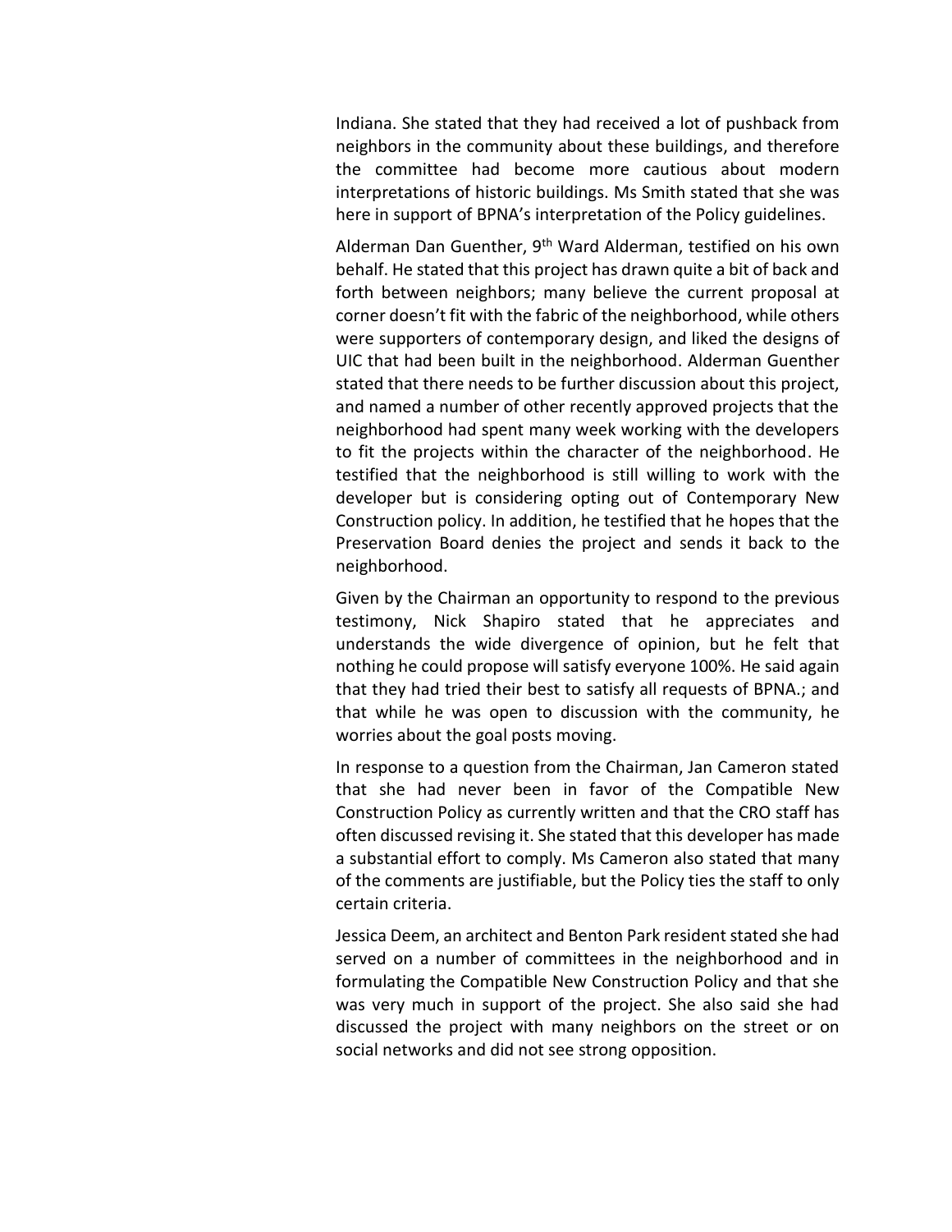Indiana. She stated that they had received a lot of pushback from neighbors in the community about these buildings, and therefore the committee had become more cautious about modern interpretations of historic buildings. Ms Smith stated that she was here in support of BPNA's interpretation of the Policy guidelines.

Alderman Dan Guenther, 9th Ward Alderman, testified on his own behalf. He stated that this project has drawn quite a bit of back and forth between neighbors; many believe the current proposal at corner doesn't fit with the fabric of the neighborhood, while others were supporters of contemporary design, and liked the designs of UIC that had been built in the neighborhood. Alderman Guenther stated that there needs to be further discussion about this project, and named a number of other recently approved projects that the neighborhood had spent many week working with the developers to fit the projects within the character of the neighborhood. He testified that the neighborhood is still willing to work with the developer but is considering opting out of Contemporary New Construction policy. In addition, he testified that he hopes that the Preservation Board denies the project and sends it back to the neighborhood.

Given by the Chairman an opportunity to respond to the previous testimony, Nick Shapiro stated that he appreciates and understands the wide divergence of opinion, but he felt that nothing he could propose will satisfy everyone 100%. He said again that they had tried their best to satisfy all requests of BPNA.; and that while he was open to discussion with the community, he worries about the goal posts moving.

In response to a question from the Chairman, Jan Cameron stated that she had never been in favor of the Compatible New Construction Policy as currently written and that the CRO staff has often discussed revising it. She stated that this developer has made a substantial effort to comply. Ms Cameron also stated that many of the comments are justifiable, but the Policy ties the staff to only certain criteria.

Jessica Deem, an architect and Benton Park resident stated she had served on a number of committees in the neighborhood and in formulating the Compatible New Construction Policy and that she was very much in support of the project. She also said she had discussed the project with many neighbors on the street or on social networks and did not see strong opposition.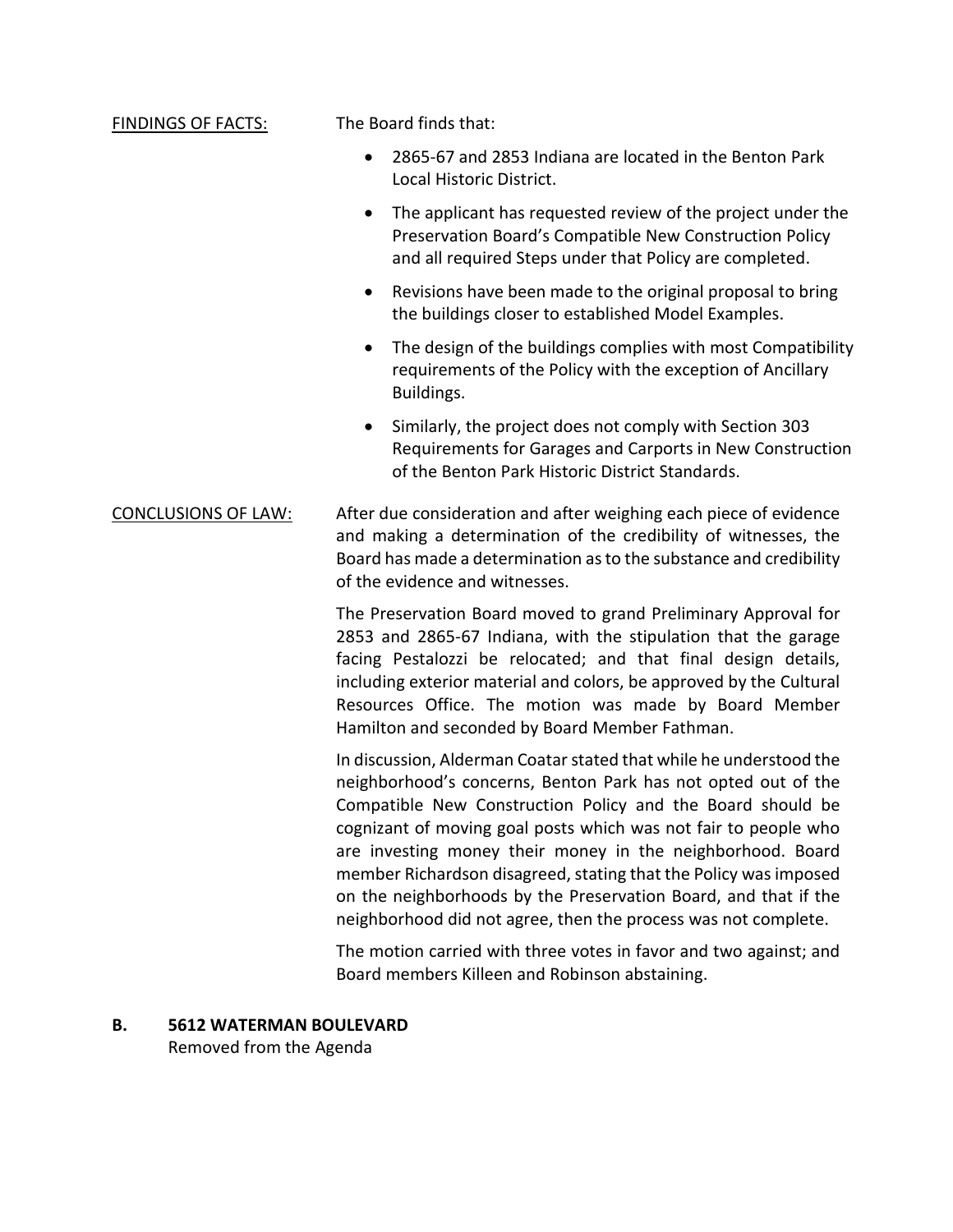FINDINGS OF FACTS: The Board finds that:

- 2865-67 and 2853 Indiana are located in the Benton Park Local Historic District.
- The applicant has requested review of the project under the Preservation Board's Compatible New Construction Policy and all required Steps under that Policy are completed.
- Revisions have been made to the original proposal to bring the buildings closer to established Model Examples.
- The design of the buildings complies with most Compatibility requirements of the Policy with the exception of Ancillary Buildings.
- Similarly, the project does not comply with Section 303 Requirements for Garages and Carports in New Construction of the Benton Park Historic District Standards.

CONCLUSIONS OF LAW: After due consideration and after weighing each piece of evidence and making a determination of the credibility of witnesses, the Board has made a determination as to the substance and credibility of the evidence and witnesses.

The Preservation Board moved to grand Preliminary Approval for 2853 and 2865-67 Indiana, with the stipulation that the garage facing Pestalozzi be relocated; and that final design details, including exterior material and colors, be approved by the Cultural Resources Office. The motion was made by Board Member Hamilton and seconded by Board Member Fathman.

In discussion, Alderman Coatar stated that while he understood the neighborhood's concerns, Benton Park has not opted out of the Compatible New Construction Policy and the Board should be cognizant of moving goal posts which was not fair to people who are investing money their money in the neighborhood. Board member Richardson disagreed, stating that the Policy was imposed on the neighborhoods by the Preservation Board, and that if the neighborhood did not agree, then the process was not complete.

The motion carried with three votes in favor and two against; and Board members Killeen and Robinson abstaining.

**B. 5612 WATERMAN BOULEVARD**

Removed from the Agenda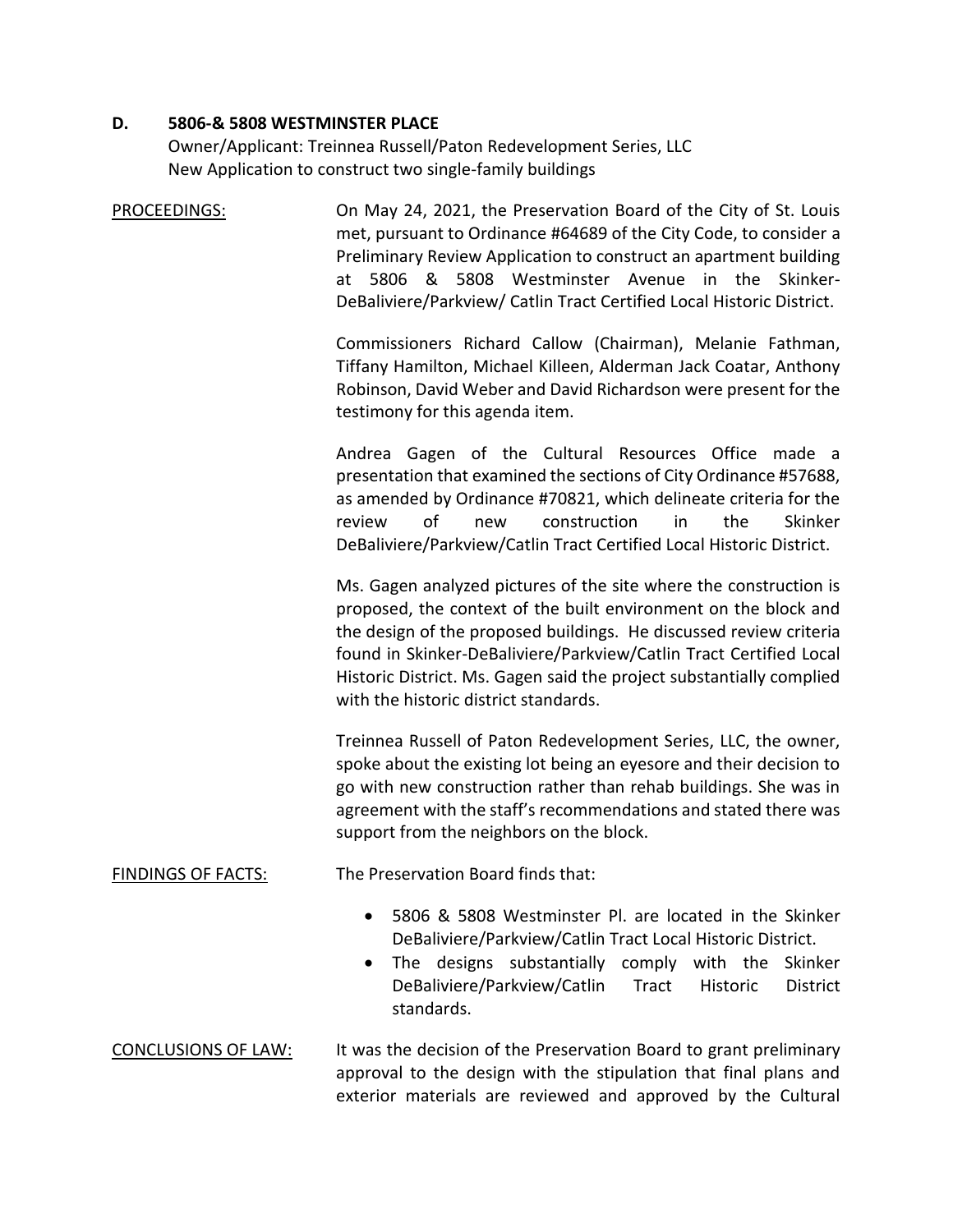**D. 5806-& 5808 WESTMINSTER PLACE**

Owner/Applicant: Treinnea Russell/Paton Redevelopment Series, LLC
New Application to construct two single-family buildings

PROCEEDINGS: On May 24, 2021, the Preservation Board of the City of St. Louis met, pursuant to Ordinance #64689 of the City Code, to consider a Preliminary Review Application to construct an apartment building at 5806 & 5808 Westminster Avenue in the Skinker-DeBaliviere/Parkview/ Catlin Tract Certified Local Historic District.

Commissioners Richard Callow (Chairman), Melanie Fathman, Tiffany Hamilton, Michael Killeen, Alderman Jack Coatar, Anthony Robinson, David Weber and David Richardson were present for the testimony for this agenda item.

Andrea Gagen of the Cultural Resources Office made a presentation that examined the sections of City Ordinance #57688, as amended by Ordinance #70821, which delineate criteria for the review of new construction in the Skinker DeBaliviere/Parkview/Catlin Tract Certified Local Historic District.

Ms. Gagen analyzed pictures of the site where the construction is proposed, the context of the built environment on the block and the design of the proposed buildings. He discussed review criteria found in Skinker-DeBaliviere/Parkview/Catlin Tract Certified Local Historic District. Ms. Gagen said the project substantially complied with the historic district standards.

Treinnea Russell of Paton Redevelopment Series, LLC, the owner, spoke about the existing lot being an eyesore and their decision to go with new construction rather than rehab buildings. She was in agreement with the staff's recommendations and stated there was support from the neighbors on the block.

FINDINGS OF FACTS: The Preservation Board finds that:

- 5806 & 5808 Westminster Pl. are located in the Skinker DeBaliviere/Parkview/Catlin Tract Local Historic District.
- The designs substantially comply with the Skinker DeBaliviere/Parkview/Catlin Tract Historic District standards.

CONCLUSIONS OF LAW: It was the decision of the Preservation Board to grant preliminary approval to the design with the stipulation that final plans and exterior materials are reviewed and approved by the Cultural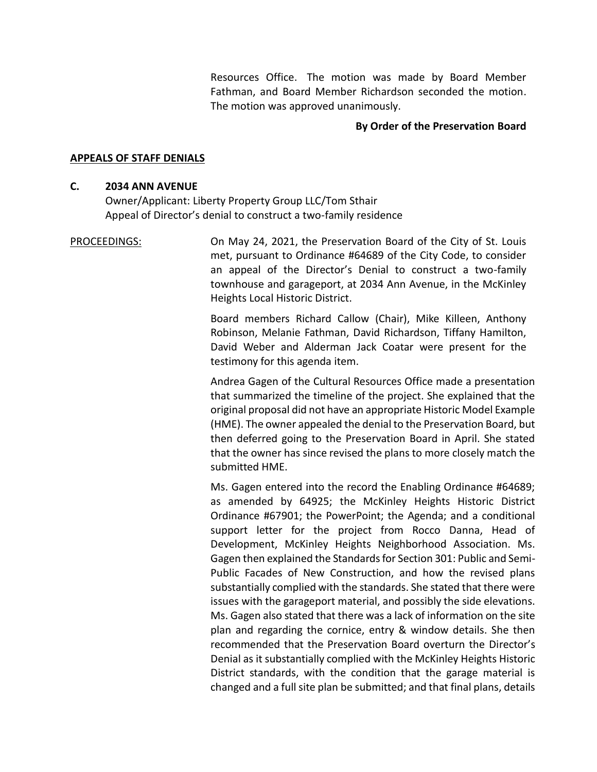Resources Office. The motion was made by Board Member Fathman, and Board Member Richardson seconded the motion. The motion was approved unanimously.

**By Order of the Preservation Board**

## APPEALS OF STAFF DENIALS

### C. 2034 ANN AVENUE

Owner/Applicant: Liberty Property Group LLC/Tom Sthair
Appeal of Director's denial to construct a two-family residence

PROCEEDINGS: On May 24, 2021, the Preservation Board of the City of St. Louis met, pursuant to Ordinance #64689 of the City Code, to consider an appeal of the Director's Denial to construct a two-family townhouse and garageport, at 2034 Ann Avenue, in the McKinley Heights Local Historic District.

Board members Richard Callow (Chair), Mike Killeen, Anthony Robinson, Melanie Fathman, David Richardson, Tiffany Hamilton, David Weber and Alderman Jack Coatar were present for the testimony for this agenda item.

Andrea Gagen of the Cultural Resources Office made a presentation that summarized the timeline of the project. She explained that the original proposal did not have an appropriate Historic Model Example (HME). The owner appealed the denial to the Preservation Board, but then deferred going to the Preservation Board in April. She stated that the owner has since revised the plans to more closely match the submitted HME.

Ms. Gagen entered into the record the Enabling Ordinance #64689; as amended by 64925; the McKinley Heights Historic District Ordinance #67901; the PowerPoint; the Agenda; and a conditional support letter for the project from Rocco Danna, Head of Development, McKinley Heights Neighborhood Association. Ms. Gagen then explained the Standards for Section 301: Public and Semi-Public Facades of New Construction, and how the revised plans substantially complied with the standards. She stated that there were issues with the garageport material, and possibly the side elevations. Ms. Gagen also stated that there was a lack of information on the site plan and regarding the cornice, entry & window details. She then recommended that the Preservation Board overturn the Director's Denial as it substantially complied with the McKinley Heights Historic District standards, with the condition that the garage material is changed and a full site plan be submitted; and that final plans, details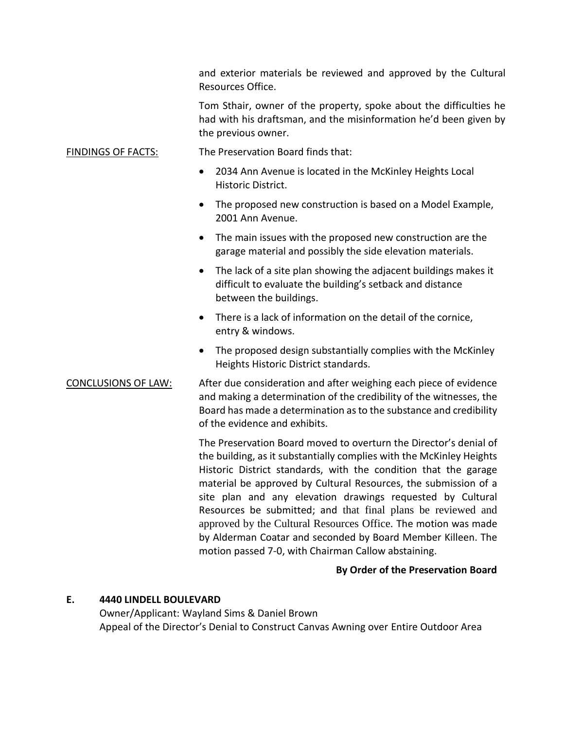and exterior materials be reviewed and approved by the Cultural Resources Office.

Tom Sthair, owner of the property, spoke about the difficulties he had with his draftsman, and the misinformation he'd been given by the previous owner.

FINDINGS OF FACTS: The Preservation Board finds that:

- 2034 Ann Avenue is located in the McKinley Heights Local Historic District.
- The proposed new construction is based on a Model Example, 2001 Ann Avenue.
- The main issues with the proposed new construction are the garage material and possibly the side elevation materials.
- The lack of a site plan showing the adjacent buildings makes it difficult to evaluate the building's setback and distance between the buildings.
- There is a lack of information on the detail of the cornice, entry & windows.
- The proposed design substantially complies with the McKinley Heights Historic District standards.

CONCLUSIONS OF LAW: After due consideration and after weighing each piece of evidence and making a determination of the credibility of the witnesses, the Board has made a determination as to the substance and credibility of the evidence and exhibits.

The Preservation Board moved to overturn the Director's denial of the building, as it substantially complies with the McKinley Heights Historic District standards, with the condition that the garage material be approved by Cultural Resources, the submission of a site plan and any elevation drawings requested by Cultural Resources be submitted; and that final plans be reviewed and approved by the Cultural Resources Office. The motion was made by Alderman Coatar and seconded by Board Member Killeen. The motion passed 7-0, with Chairman Callow abstaining.

**By Order of the Preservation Board**

**E. 4440 LINDELL BOULEVARD**

Owner/Applicant: Wayland Sims & Daniel Brown

Appeal of the Director's Denial to Construct Canvas Awning over Entire Outdoor Area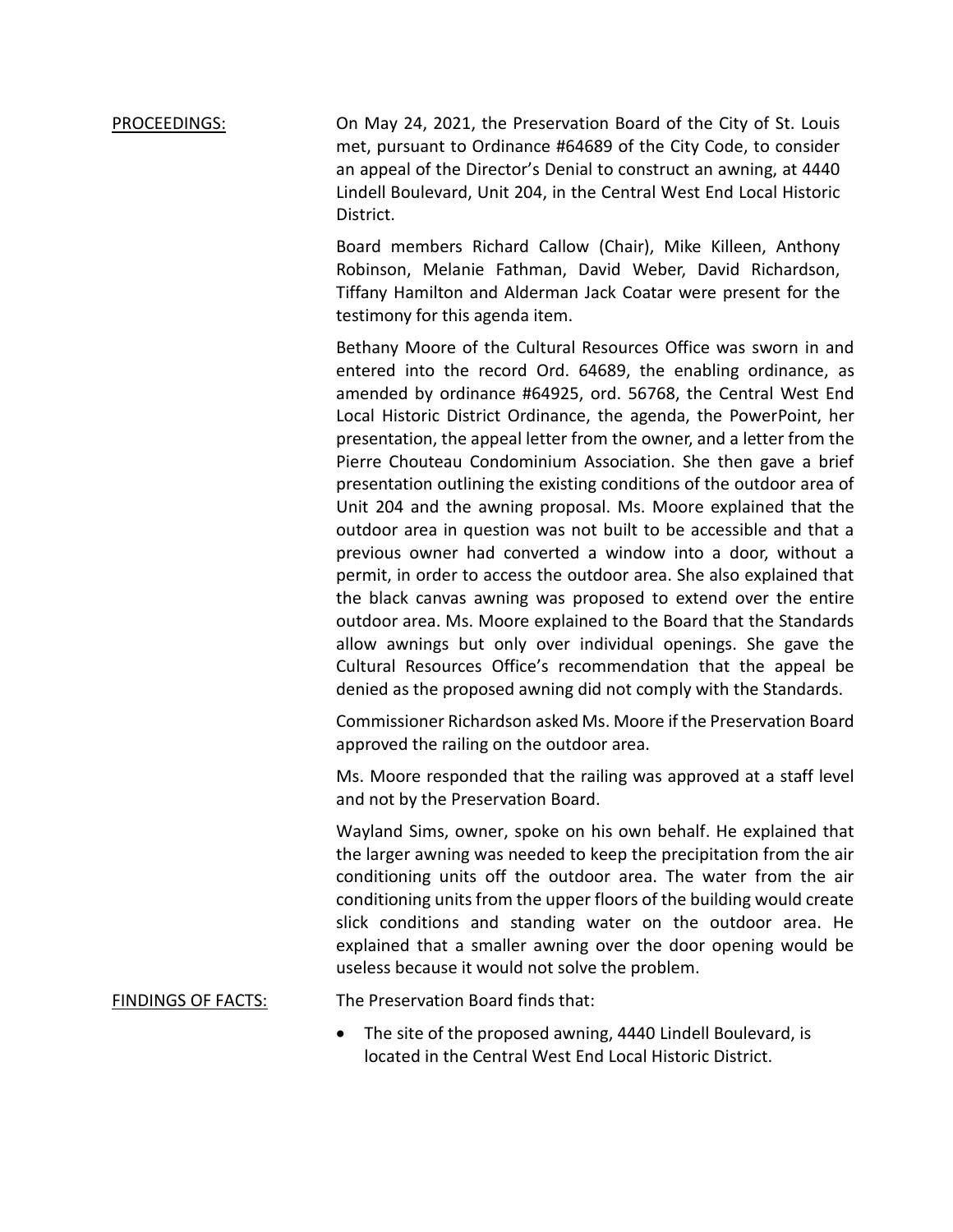PROCEEDINGS: On May 24, 2021, the Preservation Board of the City of St. Louis met, pursuant to Ordinance #64689 of the City Code, to consider an appeal of the Director's Denial to construct an awning, at 4440 Lindell Boulevard, Unit 204, in the Central West End Local Historic District.

Board members Richard Callow (Chair), Mike Killeen, Anthony Robinson, Melanie Fathman, David Weber, David Richardson, Tiffany Hamilton and Alderman Jack Coatar were present for the testimony for this agenda item.

Bethany Moore of the Cultural Resources Office was sworn in and entered into the record Ord. 64689, the enabling ordinance, as amended by ordinance #64925, ord. 56768, the Central West End Local Historic District Ordinance, the agenda, the PowerPoint, her presentation, the appeal letter from the owner, and a letter from the Pierre Chouteau Condominium Association. She then gave a brief presentation outlining the existing conditions of the outdoor area of Unit 204 and the awning proposal. Ms. Moore explained that the outdoor area in question was not built to be accessible and that a previous owner had converted a window into a door, without a permit, in order to access the outdoor area. She also explained that the black canvas awning was proposed to extend over the entire outdoor area. Ms. Moore explained to the Board that the Standards allow awnings but only over individual openings. She gave the Cultural Resources Office's recommendation that the appeal be denied as the proposed awning did not comply with the Standards.

Commissioner Richardson asked Ms. Moore if the Preservation Board approved the railing on the outdoor area.

Ms. Moore responded that the railing was approved at a staff level and not by the Preservation Board.

Wayland Sims, owner, spoke on his own behalf. He explained that the larger awning was needed to keep the precipitation from the air conditioning units off the outdoor area. The water from the air conditioning units from the upper floors of the building would create slick conditions and standing water on the outdoor area. He explained that a smaller awning over the door opening would be useless because it would not solve the problem.

FINDINGS OF FACTS: The Preservation Board finds that:

- The site of the proposed awning, 4440 Lindell Boulevard, is located in the Central West End Local Historic District.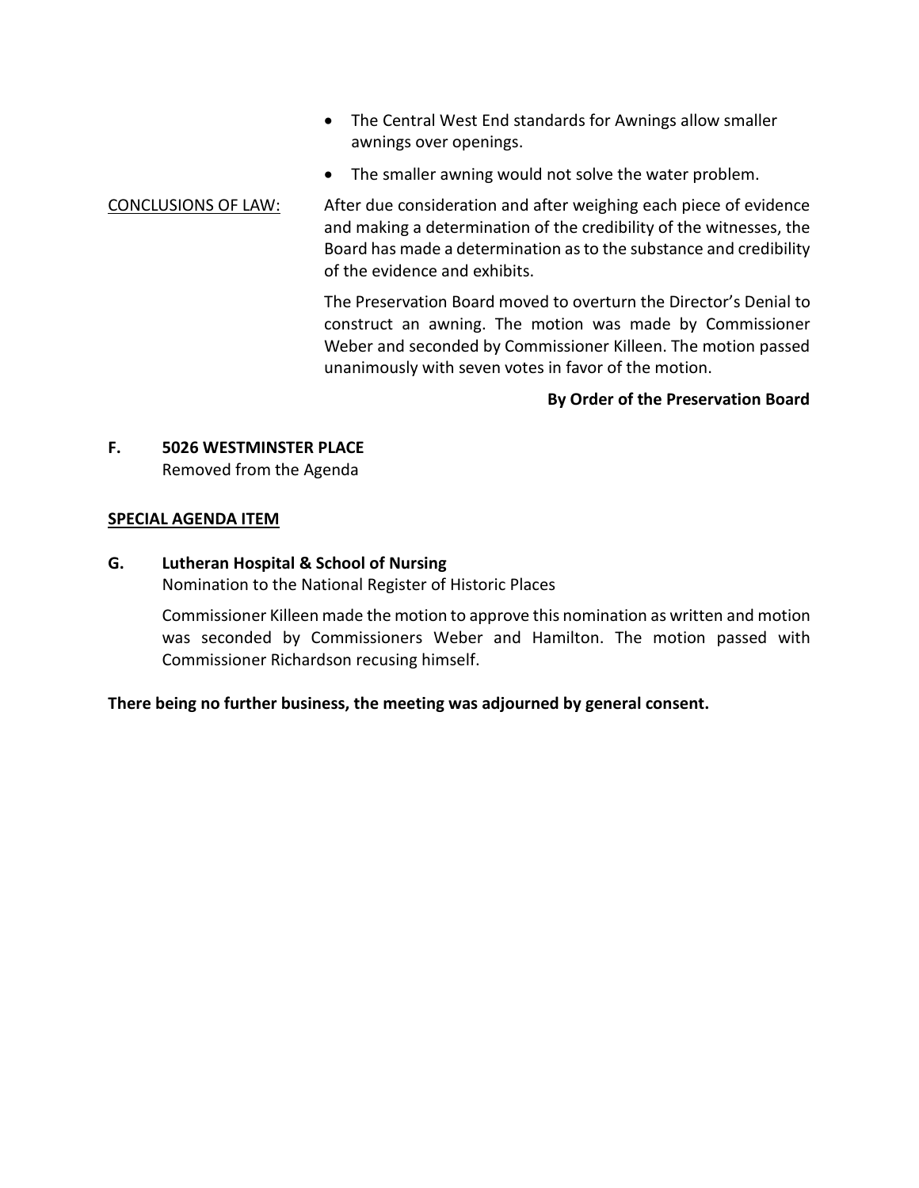- The Central West End standards for Awnings allow smaller awnings over openings.
- The smaller awning would not solve the water problem.

CONCLUSIONS OF LAW: After due consideration and after weighing each piece of evidence and making a determination of the credibility of the witnesses, the Board has made a determination as to the substance and credibility of the evidence and exhibits.

The Preservation Board moved to overturn the Director's Denial to construct an awning. The motion was made by Commissioner Weber and seconded by Commissioner Killeen. The motion passed unanimously with seven votes in favor of the motion.

**By Order of the Preservation Board**

**F. 5026 WESTMINSTER PLACE**

Removed from the Agenda

**SPECIAL AGENDA ITEM**

**G. Lutheran Hospital & School of Nursing**

Nomination to the National Register of Historic Places

Commissioner Killeen made the motion to approve this nomination as written and motion was seconded by Commissioners Weber and Hamilton. The motion passed with Commissioner Richardson recusing himself.

**There being no further business, the meeting was adjourned by general consent.**